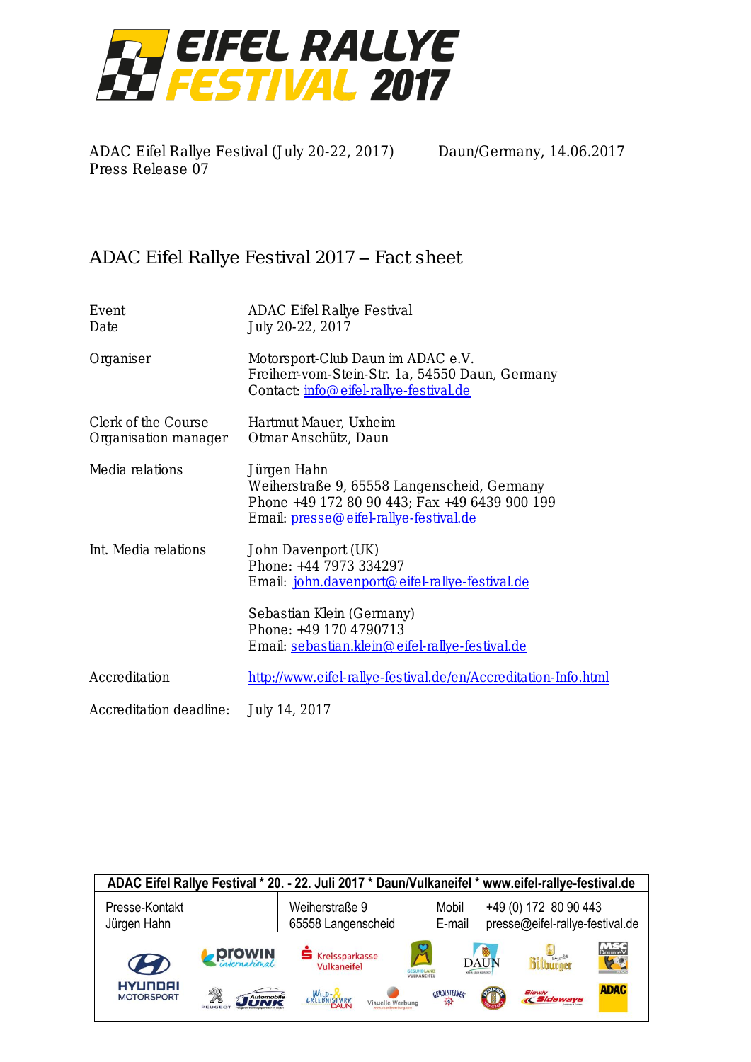# EIFEL RALLYE FESTIVAL 2017

ADAC Eifel Rallye Festival (July 20-22, 2017)  
Press Release 07

Daun/Germany, 14.06.2017

## ADAC Eifel Rallye Festival 2017 – Fact sheet

| | |
|---|---|
| Event | ADAC Eifel Rallye Festival |
| Date | July 20-22, 2017 |
| Organiser | Motorsport-Club Daun im ADAC e.V.<br>Freiherr-vom-Stein-Str. 1a, 54550 Daun, Germany<br>Contact: info@eifel-rallye-festival.de |
| Clerk of the Course | Hartmut Mauer, Uxheim |
| Organisation manager | Otmar Anschütz, Daun |
| Media relations | Jürgen Hahn<br>Weiherstraße 9, 65558 Langenscheid, Germany<br>Phone +49 172 80 90 443; Fax +49 6439 900 199<br>Email: presse@eifel-rallye-festival.de |
| Int. Media relations | John Davenport (UK)<br>Phone: +44 7973 334297<br>Email: john.davenport@eifel-rallye-festival.de<br><br>Sebastian Klein (Germany)<br>Phone: +49 170 4790713<br>Email: sebastian.klein@eifel-rallye-festival.de |
| Accreditation | http://www.eifel-rallye-festival.de/en/Accreditation-Info.html |
| Accreditation deadline: | July 14, 2017 |

**ADAC Eifel Rallye Festival * 20. - 22. Juli 2017 * Daun/Vulkaneifel * www.eifel-rallye-festival.de**

| | | |
|---|---|---|
| Presse-Kontakt<br>Jürgen Hahn | Weiherstraße 9<br>65558 Langenscheid | Mobil +49 (0) 172 80 90 443<br>E-mail presse@eifel-rallye-festival.de |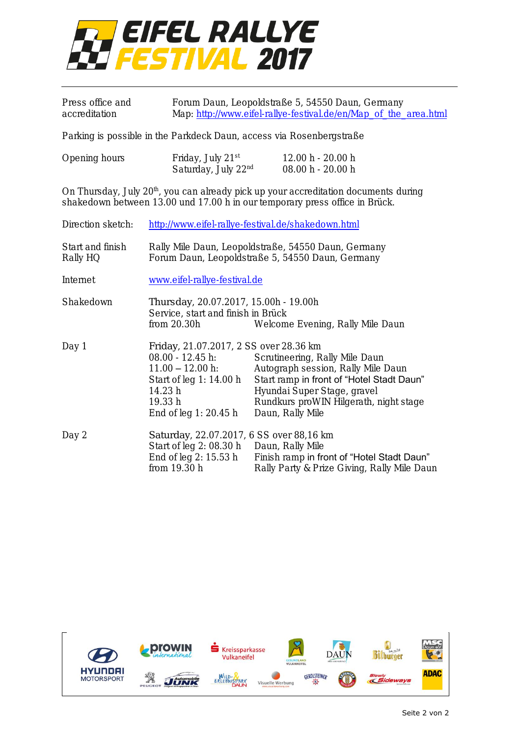# EIFEL RALLYE FESTIVAL 2017

| | |
|---|---|
| Press office and accreditation | Forum Daun, Leopoldstraße 5, 54550 Daun, Germany<br>Map: http://www.eifel-rallye-festival.de/en/Map_of_the_area.html |

Parking is possible in the Parkdeck Daun, access via Rosenbergstraße

| | | |
|---|---|---|
| Opening hours | Friday, July 21st | 12.00 h - 20.00 h |
| | Saturday, July 22nd | 08.00 h - 20.00 h |

On Thursday, July 20th, you can already pick up your accreditation documents during shakedown between 13.00 und 17.00 h in our temporary press office in Brück.

| | | |
|---|---|---|
| Direction sketch: | http://www.eifel-rallye-festival.de/shakedown.html | |
| Start and finish | Rally Mile Daun, Leopoldstraße, 54550 Daun, Germany | |
| Rally HQ | Forum Daun, Leopoldstraße 5, 54550 Daun, Germany | |
| Internet | www.eifel-rallye-festival.de | |
| Shakedown | Thursday, 20.07.2017, 15.00h - 19.00h | |
| | Service, start and finish in Brück | |
| | from 20.30h | Welcome Evening, Rally Mile Daun |
| Day 1 | Friday, 21.07.2017, 2 SS over 28.36 km | |
| | 08.00 - 12.45 h: | Scrutineering, Rally Mile Daun |
| | 11.00 – 12.00 h: | Autograph session, Rally Mile Daun |
| | Start of leg 1: 14.00 h | Start ramp in front of “Hotel Stadt Daun” |
| | 14.23 h | Hyundai Super Stage, gravel |
| | 19.33 h | Rundkurs proWIN Hilgerath, night stage |
| | End of leg 1: 20.45 h | Daun, Rally Mile |
| Day 2 | Saturday, 22.07.2017, 6 SS over 88,16 km | |
| | Start of leg 2: 08.30 h | Daun, Rally Mile |
| | End of leg 2: 15.53 h | Finish ramp in front of “Hotel Stadt Daun” |
| | from 19.30 h | Rally Party & Prize Giving, Rally Mile Daun |